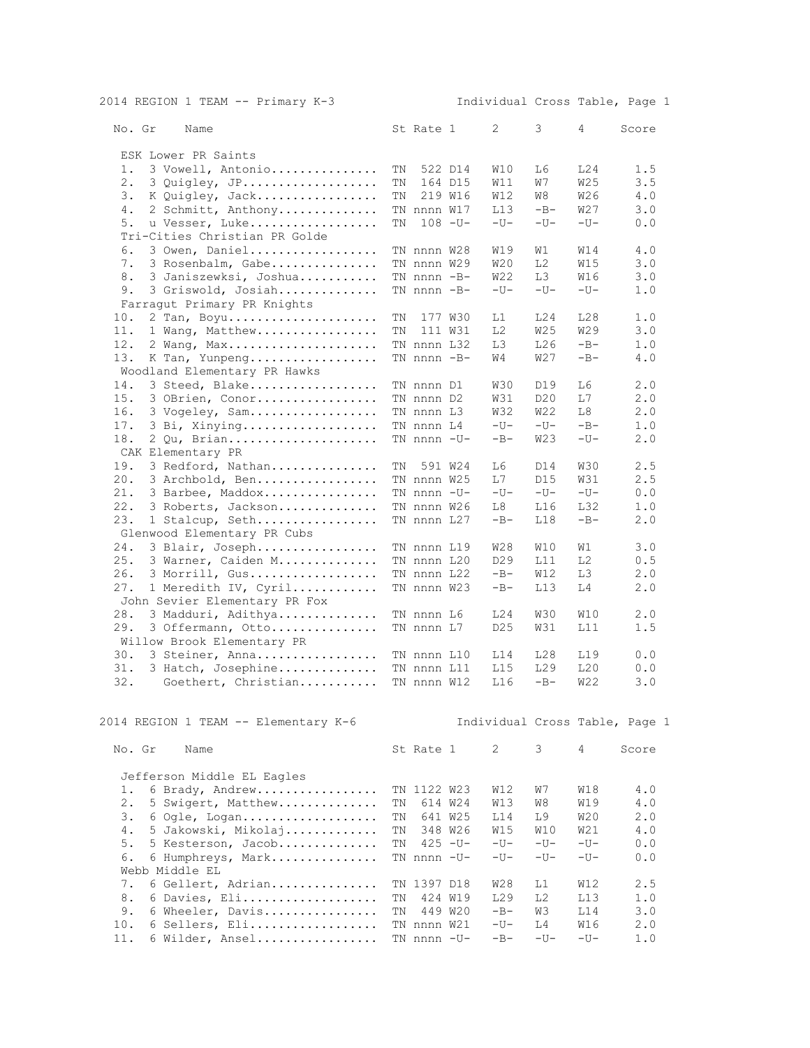## 2014 REGION 1 TEAM -- Primary K-3 — Individual Cross Table, Page 1

| No. | Gr | Name | St | Rate | 1 | 2 | 3 | 4 | Score |
|---|---|---|---|---|---|---|---|---|---|
| **ESK Lower PR Saints** | | | | | | | | | |
| 1. | 3 | Vowell, Antonio | TN | 522 | D14 | W10 | L6 | L24 | 1.5 |
| 2. | 3 | Quigley, JP | TN | 164 | D15 | W11 | W7 | W25 | 3.5 |
| 3. | K | Quigley, Jack | TN | 219 | W16 | W12 | W8 | W26 | 4.0 |
| 4. | 2 | Schmitt, Anthony | TN | nnnn | W17 | L13 | -B- | W27 | 3.0 |
| 5. | u | Vesser, Luke | TN | 108 | -U- | -U- | -U- | -U- | 0.0 |
| **Tri-Cities Christian PR Golde** | | | | | | | | | |
| 6. | 3 | Owen, Daniel | TN | nnnn | W28 | W19 | W1 | W14 | 4.0 |
| 7. | 3 | Rosenbalm, Gabe | TN | nnnn | W29 | W20 | L2 | W15 | 3.0 |
| 8. | 3 | Janiszewksi, Joshua | TN | nnnn | -B- | W22 | L3 | W16 | 3.0 |
| 9. | 3 | Griswold, Josiah | TN | nnnn | -B- | -U- | -U- | -U- | 1.0 |
| **Farragut Primary PR Knights** | | | | | | | | | |
| 10. | 2 | Tan, Boyu | TN | 177 | W30 | L1 | L24 | L28 | 1.0 |
| 11. | 1 | Wang, Matthew | TN | 111 | W31 | L2 | W25 | W29 | 3.0 |
| 12. | 2 | Wang, Max | TN | nnnn | L32 | L3 | L26 | -B- | 1.0 |
| 13. | K | Tan, Yunpeng | TN | nnnn | -B- | W4 | W27 | -B- | 4.0 |
| **Woodland Elementary PR Hawks** | | | | | | | | | |
| 14. | 3 | Steed, Blake | TN | nnnn | D1 | W30 | D19 | L6 | 2.0 |
| 15. | 3 | OBrien, Conor | TN | nnnn | D2 | W31 | D20 | L7 | 2.0 |
| 16. | 3 | Vogeley, Sam | TN | nnnn | L3 | W32 | W22 | L8 | 2.0 |
| 17. | 3 | Bi, Xinying | TN | nnnn | L4 | -U- | -U- | -B- | 1.0 |
| 18. | 2 | Qu, Brian | TN | nnnn | -U- | -B- | W23 | -U- | 2.0 |
| **CAK Elementary PR** | | | | | | | | | |
| 19. | 3 | Redford, Nathan | TN | 591 | W24 | L6 | D14 | W30 | 2.5 |
| 20. | 3 | Archbold, Ben | TN | nnnn | W25 | L7 | D15 | W31 | 2.5 |
| 21. | 3 | Barbee, Maddox | TN | nnnn | -U- | -U- | -U- | -U- | 0.0 |
| 22. | 3 | Roberts, Jackson | TN | nnnn | W26 | L8 | L16 | L32 | 1.0 |
| 23. | 1 | Stalcup, Seth | TN | nnnn | L27 | -B- | L18 | -B- | 2.0 |
| **Glenwood Elementary PR Cubs** | | | | | | | | | |
| 24. | 3 | Blair, Joseph | TN | nnnn | L19 | W28 | W10 | W1 | 3.0 |
| 25. | 3 | Warner, Caiden M | TN | nnnn | L20 | D29 | L11 | L2 | 0.5 |
| 26. | 3 | Morrill, Gus | TN | nnnn | L22 | -B- | W12 | L3 | 2.0 |
| 27. | 1 | Meredith IV, Cyril | TN | nnnn | W23 | -B- | L13 | L4 | 2.0 |
| **John Sevier Elementary PR Fox** | | | | | | | | | |
| 28. | 3 | Madduri, Adithya | TN | nnnn | L6 | L24 | W30 | W10 | 2.0 |
| 29. | 3 | Offermann, Otto | TN | nnnn | L7 | D25 | W31 | L11 | 1.5 |
| **Willow Brook Elementary PR** | | | | | | | | | |
| 30. | 3 | Steiner, Anna | TN | nnnn | L10 | L14 | L28 | L19 | 0.0 |
| 31. | 3 | Hatch, Josephine | TN | nnnn | L11 | L15 | L29 | L20 | 0.0 |
| 32. | | Goethert, Christian | TN | nnnn | W12 | L16 | -B- | W22 | 3.0 |

## 2014 REGION 1 TEAM -- Elementary K-6 — Individual Cross Table, Page 1

| No. | Gr | Name | St | Rate | 1 | 2 | 3 | 4 | Score |
|---|---|---|---|---|---|---|---|---|---|
| **Jefferson Middle EL Eagles** | | | | | | | | | |
| 1. | 6 | Brady, Andrew | TN | 1122 | W23 | W12 | W7 | W18 | 4.0 |
| 2. | 5 | Swigert, Matthew | TN | 614 | W24 | W13 | W8 | W19 | 4.0 |
| 3. | 6 | Ogle, Logan | TN | 641 | W25 | L14 | L9 | W20 | 2.0 |
| 4. | 5 | Jakowski, Mikolaj | TN | 348 | W26 | W15 | W10 | W21 | 4.0 |
| 5. | 5 | Kesterson, Jacob | TN | 425 | -U- | -U- | -U- | -U- | 0.0 |
| 6. | 6 | Humphreys, Mark | TN | nnnn | -U- | -U- | -U- | -U- | 0.0 |
| **Webb Middle EL** | | | | | | | | | |
| 7. | 6 | Gellert, Adrian | TN | 1397 | D18 | W28 | L1 | W12 | 2.5 |
| 8. | 6 | Davies, Eli | TN | 424 | W19 | L29 | L2 | L13 | 1.0 |
| 9. | 6 | Wheeler, Davis | TN | 449 | W20 | -B- | W3 | L14 | 3.0 |
| 10. | 6 | Sellers, Eli | TN | nnnn | W21 | -U- | L4 | W16 | 2.0 |
| 11. | 6 | Wilder, Ansel | TN | nnnn | -U- | -B- | -U- | -U- | 1.0 |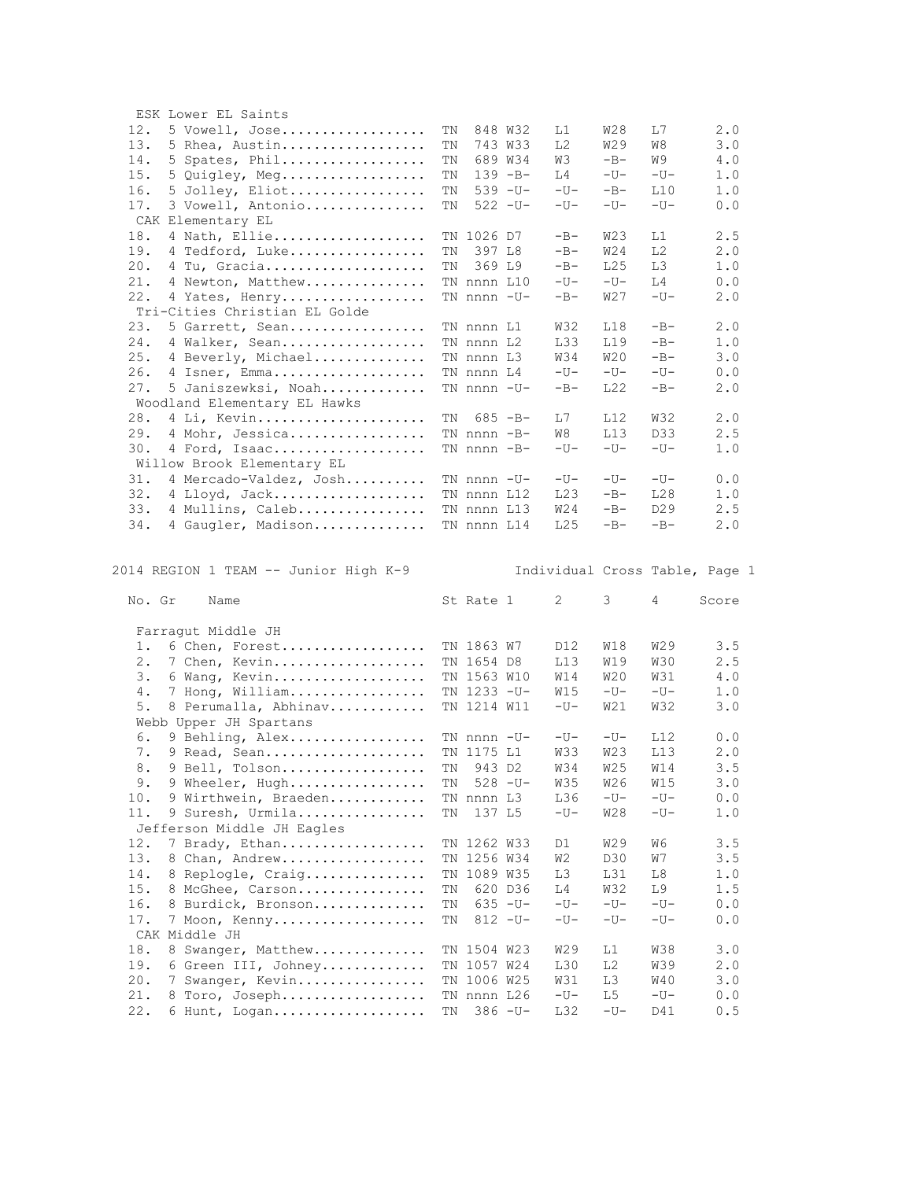| No. | Gr | Name | St | Rate | 1 | 2 | 3 | 4 | Score |
|---|---|---|---|---|---|---|---|---|---|
| ESK Lower EL Saints | | | | | | | | | |
| 12. | 5 | Vowell, Jose................. | TN | 848 | W32 | L1 | W28 | L7 | 2.0 |
| 13. | 5 | Rhea, Austin................. | TN | 743 | W33 | L2 | W29 | W8 | 3.0 |
| 14. | 5 | Spates, Phil................. | TN | 689 | W34 | W3 | -B- | W9 | 4.0 |
| 15. | 5 | Quigley, Meg................. | TN | 139 | -B- | L4 | -U- | -U- | 1.0 |
| 16. | 5 | Jolley, Eliot................ | TN | 539 | -U- | -U- | -B- | L10 | 1.0 |
| 17. | 3 | Vowell, Antonio.............. | TN | 522 | -U- | -U- | -U- | -U- | 0.0 |
| CAK Elementary EL | | | | | | | | | |
| 18. | 4 | Nath, Ellie.................. | TN | 1026 | D7 | -B- | W23 | L1 | 2.5 |
| 19. | 4 | Tedford, Luke................ | TN | 397 | L8 | -B- | W24 | L2 | 2.0 |
| 20. | 4 | Tu, Gracia................... | TN | 369 | L9 | -B- | L25 | L3 | 1.0 |
| 21. | 4 | Newton, Matthew.............. | TN | nnnn | L10 | -U- | -U- | L4 | 0.0 |
| 22. | 4 | Yates, Henry................. | TN | nnnn | -U- | -B- | W27 | -U- | 2.0 |
| Tri-Cities Christian EL Golde | | | | | | | | | |
| 23. | 5 | Garrett, Sean................ | TN | nnnn | L1 | W32 | L18 | -B- | 2.0 |
| 24. | 4 | Walker, Sean................. | TN | nnnn | L2 | L33 | L19 | -B- | 1.0 |
| 25. | 4 | Beverly, Michael............. | TN | nnnn | L3 | W34 | W20 | -B- | 3.0 |
| 26. | 4 | Isner, Emma.................. | TN | nnnn | L4 | -U- | -U- | -U- | 0.0 |
| 27. | 5 | Janiszewksi, Noah............ | TN | nnnn | -U- | -B- | L22 | -B- | 2.0 |
| Woodland Elementary EL Hawks | | | | | | | | | |
| 28. | 4 | Li, Kevin.................... | TN | 685 | -B- | L7 | L12 | W32 | 2.0 |
| 29. | 4 | Mohr, Jessica................ | TN | nnnn | -B- | W8 | L13 | D33 | 2.5 |
| 30. | 4 | Ford, Isaac.................. | TN | nnnn | -B- | -U- | -U- | -U- | 1.0 |
| Willow Brook Elementary EL | | | | | | | | | |
| 31. | 4 | Mercado-Valdez, Josh......... | TN | nnnn | -U- | -U- | -U- | -U- | 0.0 |
| 32. | 4 | Lloyd, Jack.................. | TN | nnnn | L12 | L23 | -B- | L28 | 1.0 |
| 33. | 4 | Mullins, Caleb............... | TN | nnnn | L13 | W24 | -B- | D29 | 2.5 |
| 34. | 4 | Gaugler, Madison............. | TN | nnnn | L14 | L25 | -B- | -B- | 2.0 |

2014 REGION 1 TEAM -- Junior High K-9 — Individual Cross Table, Page 1

| No. | Gr | Name | St | Rate | 1 | 2 | 3 | 4 | Score |
|---|---|---|---|---|---|---|---|---|---|
| Farragut Middle JH | | | | | | | | | |
| 1. | 6 | Chen, Forest................. | TN | 1863 | W7 | D12 | W18 | W29 | 3.5 |
| 2. | 7 | Chen, Kevin.................. | TN | 1654 | D8 | L13 | W19 | W30 | 2.5 |
| 3. | 6 | Wang, Kevin.................. | TN | 1563 | W10 | W14 | W20 | W31 | 4.0 |
| 4. | 7 | Hong, William................ | TN | 1233 | -U- | W15 | -U- | -U- | 1.0 |
| 5. | 8 | Perumalla, Abhinav........... | TN | 1214 | W11 | -U- | W21 | W32 | 3.0 |
| Webb Upper JH Spartans | | | | | | | | | |
| 6. | 9 | Behling, Alex................ | TN | nnnn | -U- | -U- | -U- | L12 | 0.0 |
| 7. | 9 | Read, Sean................... | TN | 1175 | L1 | W33 | W23 | L13 | 2.0 |
| 8. | 9 | Bell, Tolson................. | TN | 943 | D2 | W34 | W25 | W14 | 3.5 |
| 9. | 9 | Wheeler, Hugh................ | TN | 528 | -U- | W35 | W26 | W15 | 3.0 |
| 10. | 9 | Wirthwein, Braeden........... | TN | nnnn | L3 | L36 | -U- | -U- | 0.0 |
| 11. | 9 | Suresh, Urmila............... | TN | 137 | L5 | -U- | W28 | -U- | 1.0 |
| Jefferson Middle JH Eagles | | | | | | | | | |
| 12. | 7 | Brady, Ethan................. | TN | 1262 | W33 | D1 | W29 | W6 | 3.5 |
| 13. | 8 | Chan, Andrew................. | TN | 1256 | W34 | W2 | D30 | W7 | 3.5 |
| 14. | 8 | Replogle, Craig.............. | TN | 1089 | W35 | L3 | L31 | L8 | 1.0 |
| 15. | 8 | McGhee, Carson............... | TN | 620 | D36 | L4 | W32 | L9 | 1.5 |
| 16. | 8 | Burdick, Bronson............. | TN | 635 | -U- | -U- | -U- | -U- | 0.0 |
| 17. | 7 | Moon, Kenny.................. | TN | 812 | -U- | -U- | -U- | -U- | 0.0 |
| CAK Middle JH | | | | | | | | | |
| 18. | 8 | Swanger, Matthew............. | TN | 1504 | W23 | W29 | L1 | W38 | 3.0 |
| 19. | 6 | Green III, Johney............ | TN | 1057 | W24 | L30 | L2 | W39 | 2.0 |
| 20. | 7 | Swanger, Kevin............... | TN | 1006 | W25 | W31 | L3 | W40 | 3.0 |
| 21. | 8 | Toro, Joseph................. | TN | nnnn | L26 | -U- | L5 | -U- | 0.0 |
| 22. | 6 | Hunt, Logan.................. | TN | 386 | -U- | L32 | -U- | D41 | 0.5 |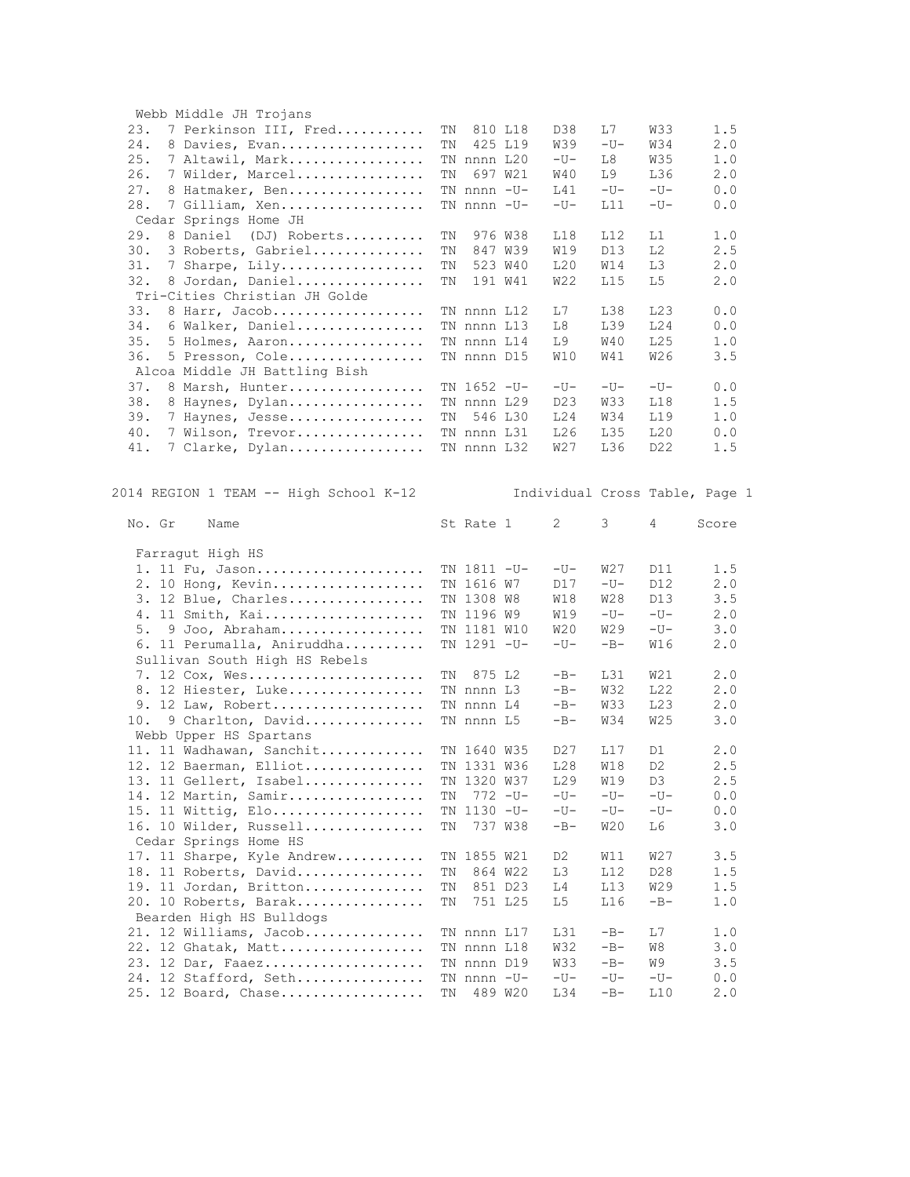| No. | Gr | Name | St | Rate | 1 | 2 | 3 | 4 | Score |
|---|---|---|---|---|---|---|---|---|---|
| Webb Middle JH Trojans | | | | | | | | | |
| 23. | 7 | Perkinson III, Fred.......... | TN | 810 | L18 | D38 | L7 | W33 | 1.5 |
| 24. | 8 | Davies, Evan................. | TN | 425 | L19 | W39 | -U- | W34 | 2.0 |
| 25. | 7 | Altawil, Mark................ | TN | nnnn | L20 | -U- | L8 | W35 | 1.0 |
| 26. | 7 | Wilder, Marcel............... | TN | 697 | W21 | W40 | L9 | L36 | 2.0 |
| 27. | 8 | Hatmaker, Ben................ | TN | nnnn | -U- | L41 | -U- | -U- | 0.0 |
| 28. | 7 | Gilliam, Xen................. | TN | nnnn | -U- | -U- | L11 | -U- | 0.0 |
| Cedar Springs Home JH | | | | | | | | | |
| 29. | 8 | Daniel (DJ) Roberts.......... | TN | 976 | W38 | L18 | L12 | L1 | 1.0 |
| 30. | 3 | Roberts, Gabriel............. | TN | 847 | W39 | W19 | D13 | L2 | 2.5 |
| 31. | 7 | Sharpe, Lily................. | TN | 523 | W40 | L20 | W14 | L3 | 2.0 |
| 32. | 8 | Jordan, Daniel............... | TN | 191 | W41 | W22 | L15 | L5 | 2.0 |
| Tri-Cities Christian JH Golde | | | | | | | | | |
| 33. | 8 | Harr, Jacob.................. | TN | nnnn | L12 | L7 | L38 | L23 | 0.0 |
| 34. | 6 | Walker, Daniel............... | TN | nnnn | L13 | L8 | L39 | L24 | 0.0 |
| 35. | 5 | Holmes, Aaron................ | TN | nnnn | L14 | L9 | W40 | L25 | 1.0 |
| 36. | 5 | Presson, Cole................ | TN | nnnn | D15 | W10 | W41 | W26 | 3.5 |
| Alcoa Middle JH Battling Bish | | | | | | | | | |
| 37. | 8 | Marsh, Hunter................ | TN | 1652 | -U- | -U- | -U- | -U- | 0.0 |
| 38. | 8 | Haynes, Dylan................ | TN | nnnn | L29 | D23 | W33 | L18 | 1.5 |
| 39. | 7 | Haynes, Jesse................ | TN | 546 | L30 | L24 | W34 | L19 | 1.0 |
| 40. | 7 | Wilson, Trevor............... | TN | nnnn | L31 | L26 | L35 | L20 | 0.0 |
| 41. | 7 | Clarke, Dylan................ | TN | nnnn | L32 | W27 | L36 | D22 | 1.5 |

2014 REGION 1 TEAM -- High School K-12 Individual Cross Table, Page 1

| No. | Gr | Name | St | Rate | 1 | 2 | 3 | 4 | Score |
|---|---|---|---|---|---|---|---|---|---|
| Farragut High HS | | | | | | | | | |
| 1. | 11 | Fu, Jason.................... | TN | 1811 | -U- | -U- | W27 | D11 | 1.5 |
| 2. | 10 | Hong, Kevin.................. | TN | 1616 | W7 | D17 | -U- | D12 | 2.0 |
| 3. | 12 | Blue, Charles................ | TN | 1308 | W8 | W18 | W28 | D13 | 3.5 |
| 4. | 11 | Smith, Kai................... | TN | 1196 | W9 | W19 | -U- | -U- | 2.0 |
| 5. | 9 | Joo, Abraham................. | TN | 1181 | W10 | W20 | W29 | -U- | 3.0 |
| 6. | 11 | Perumalla, Aniruddha......... | TN | 1291 | -U- | -U- | -B- | W16 | 2.0 |
| Sullivan South High HS Rebels | | | | | | | | | |
| 7. | 12 | Cox, Wes..................... | TN | 875 | L2 | -B- | L31 | W21 | 2.0 |
| 8. | 12 | Hiester, Luke................ | TN | nnnn | L3 | -B- | W32 | L22 | 2.0 |
| 9. | 12 | Law, Robert.................. | TN | nnnn | L4 | -B- | W33 | L23 | 2.0 |
| 10. | 9 | Charlton, David.............. | TN | nnnn | L5 | -B- | W34 | W25 | 3.0 |
| Webb Upper HS Spartans | | | | | | | | | |
| 11. | 11 | Wadhawan, Sanchit............ | TN | 1640 | W35 | D27 | L17 | D1 | 2.0 |
| 12. | 12 | Baerman, Elliot.............. | TN | 1331 | W36 | L28 | W18 | D2 | 2.5 |
| 13. | 11 | Gellert, Isabel.............. | TN | 1320 | W37 | L29 | W19 | D3 | 2.5 |
| 14. | 12 | Martin, Samir................ | TN | 772 | -U- | -U- | -U- | -U- | 0.0 |
| 15. | 11 | Wittig, Elo.................. | TN | 1130 | -U- | -U- | -U- | -U- | 0.0 |
| 16. | 10 | Wilder, Russell.............. | TN | 737 | W38 | -B- | W20 | L6 | 3.0 |
| Cedar Springs Home HS | | | | | | | | | |
| 17. | 11 | Sharpe, Kyle Andrew.......... | TN | 1855 | W21 | D2 | W11 | W27 | 3.5 |
| 18. | 11 | Roberts, David............... | TN | 864 | W22 | L3 | L12 | D28 | 1.5 |
| 19. | 11 | Jordan, Britton.............. | TN | 851 | D23 | L4 | L13 | W29 | 1.5 |
| 20. | 10 | Roberts, Barak............... | TN | 751 | L25 | L5 | L16 | -B- | 1.0 |
| Bearden High HS Bulldogs | | | | | | | | | |
| 21. | 12 | Williams, Jacob.............. | TN | nnnn | L17 | L31 | -B- | L7 | 1.0 |
| 22. | 12 | Ghatak, Matt................. | TN | nnnn | L18 | W32 | -B- | W8 | 3.0 |
| 23. | 12 | Dar, Faaez................... | TN | nnnn | D19 | W33 | -B- | W9 | 3.5 |
| 24. | 12 | Stafford, Seth............... | TN | nnnn | -U- | -U- | -U- | -U- | 0.0 |
| 25. | 12 | Board, Chase................. | TN | 489 | W20 | L34 | -B- | L10 | 2.0 |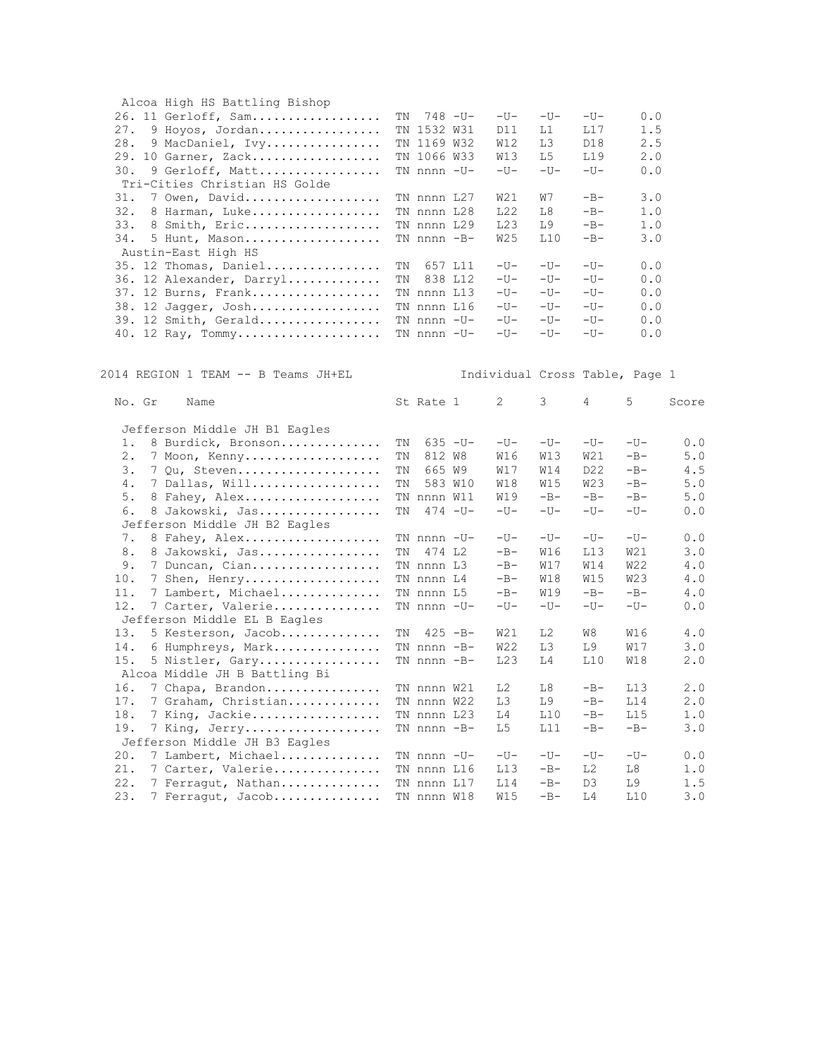| | | | | | | | | | |
|---|---|---|---|---|---|---|---|---|---|
| Alcoa High HS Battling Bishop | | | | | | | | | |
| 26. 11 Gerloff, Sam................. | TN | 748 | -U- | -U- | -U- | -U- | 0.0 | | |
| 27. 9 Hoyos, Jordan................ | TN | 1532 | W31 | D11 | L1 | L17 | 1.5 | | |
| 28. 9 MacDaniel, Ivy............... | TN | 1169 | W32 | W12 | L3 | D18 | 2.5 | | |
| 29. 10 Garner, Zack................. | TN | 1066 | W33 | W13 | L5 | L19 | 2.0 | | |
| 30. 9 Gerloff, Matt................ | TN | nnnn | -U- | -U- | -U- | -U- | 0.0 | | |
| Tri-Cities Christian HS Golde | | | | | | | | | |
| 31. 7 Owen, David.................. | TN | nnnn | L27 | W21 | W7 | -B- | 3.0 | | |
| 32. 8 Harman, Luke................. | TN | nnnn | L28 | L22 | L8 | -B- | 1.0 | | |
| 33. 8 Smith, Eric.................. | TN | nnnn | L29 | L23 | L9 | -B- | 1.0 | | |
| 34. 5 Hunt, Mason.................. | TN | nnnn | -B- | W25 | L10 | -B- | 3.0 | | |
| Austin-East High HS | | | | | | | | | |
| 35. 12 Thomas, Daniel................ | TN | 657 | L11 | -U- | -U- | -U- | 0.0 | | |
| 36. 12 Alexander, Darryl............. | TN | 838 | L12 | -U- | -U- | -U- | 0.0 | | |
| 37. 12 Burns, Frank.................. | TN | nnnn | L13 | -U- | -U- | -U- | 0.0 | | |
| 38. 12 Jagger, Josh.................. | TN | nnnn | L16 | -U- | -U- | -U- | 0.0 | | |
| 39. 12 Smith, Gerald................. | TN | nnnn | -U- | -U- | -U- | -U- | 0.0 | | |
| 40. 12 Ray, Tommy.................... | TN | nnnn | -U- | -U- | -U- | -U- | 0.0 | | |

2014 REGION 1 TEAM -- B Teams JH+EL — Individual Cross Table, Page 1

| No. | Gr | Name | St | Rate | 1 | 2 | 3 | 4 | 5 | Score |
|---|---|---|---|---|---|---|---|---|---|---|
| | | Jefferson Middle JH B1 Eagles | | | | | | | | |
| 1. | 8 | Burdick, Bronson.............. | TN | 635 | -U- | -U- | -U- | -U- | -U- | 0.0 |
| 2. | 7 | Moon, Kenny................... | TN | 812 | W8 | W16 | W13 | W21 | -B- | 5.0 |
| 3. | 7 | Qu, Steven.................... | TN | 665 | W9 | W17 | W14 | D22 | -B- | 4.5 |
| 4. | 7 | Dallas, Will.................. | TN | 583 | W10 | W18 | W15 | W23 | -B- | 5.0 |
| 5. | 8 | Fahey, Alex................... | TN | nnnn | W11 | W19 | -B- | -B- | -B- | 5.0 |
| 6. | 8 | Jakowski, Jas................. | TN | 474 | -U- | -U- | -U- | -U- | -U- | 0.0 |
| | | Jefferson Middle JH B2 Eagles | | | | | | | | |
| 7. | 8 | Fahey, Alex................... | TN | nnnn | -U- | -U- | -U- | -U- | -U- | 0.0 |
| 8. | 8 | Jakowski, Jas................. | TN | 474 | L2 | -B- | W16 | L13 | W21 | 3.0 |
| 9. | 7 | Duncan, Cian.................. | TN | nnnn | L3 | -B- | W17 | W14 | W22 | 4.0 |
| 10. | 7 | Shen, Henry................... | TN | nnnn | L4 | -B- | W18 | W15 | W23 | 4.0 |
| 11. | 7 | Lambert, Michael.............. | TN | nnnn | L5 | -B- | W19 | -B- | -B- | 4.0 |
| 12. | 7 | Carter, Valerie............... | TN | nnnn | -U- | -U- | -U- | -U- | -U- | 0.0 |
| | | Jefferson Middle EL B Eagles | | | | | | | | |
| 13. | 5 | Kesterson, Jacob.............. | TN | 425 | -B- | W21 | L2 | W8 | W16 | 4.0 |
| 14. | 6 | Humphreys, Mark............... | TN | nnnn | -B- | W22 | L3 | L9 | W17 | 3.0 |
| 15. | 5 | Nistler, Gary................. | TN | nnnn | -B- | L23 | L4 | L10 | W18 | 2.0 |
| | | Alcoa Middle JH B Battling Bi | | | | | | | | |
| 16. | 7 | Chapa, Brandon................ | TN | nnnn | W21 | L2 | L8 | -B- | L13 | 2.0 |
| 17. | 7 | Graham, Christian............. | TN | nnnn | W22 | L3 | L9 | -B- | L14 | 2.0 |
| 18. | 7 | King, Jackie.................. | TN | nnnn | L23 | L4 | L10 | -B- | L15 | 1.0 |
| 19. | 7 | King, Jerry................... | TN | nnnn | -B- | L5 | L11 | -B- | -B- | 3.0 |
| | | Jefferson Middle JH B3 Eagles | | | | | | | | |
| 20. | 7 | Lambert, Michael.............. | TN | nnnn | -U- | -U- | -U- | -U- | -U- | 0.0 |
| 21. | 7 | Carter, Valerie............... | TN | nnnn | L16 | L13 | -B- | L2 | L8 | 1.0 |
| 22. | 7 | Ferragut, Nathan.............. | TN | nnnn | L17 | L14 | -B- | D3 | L9 | 1.5 |
| 23. | 7 | Ferragut, Jacob............... | TN | nnnn | W18 | W15 | -B- | L4 | L10 | 3.0 |